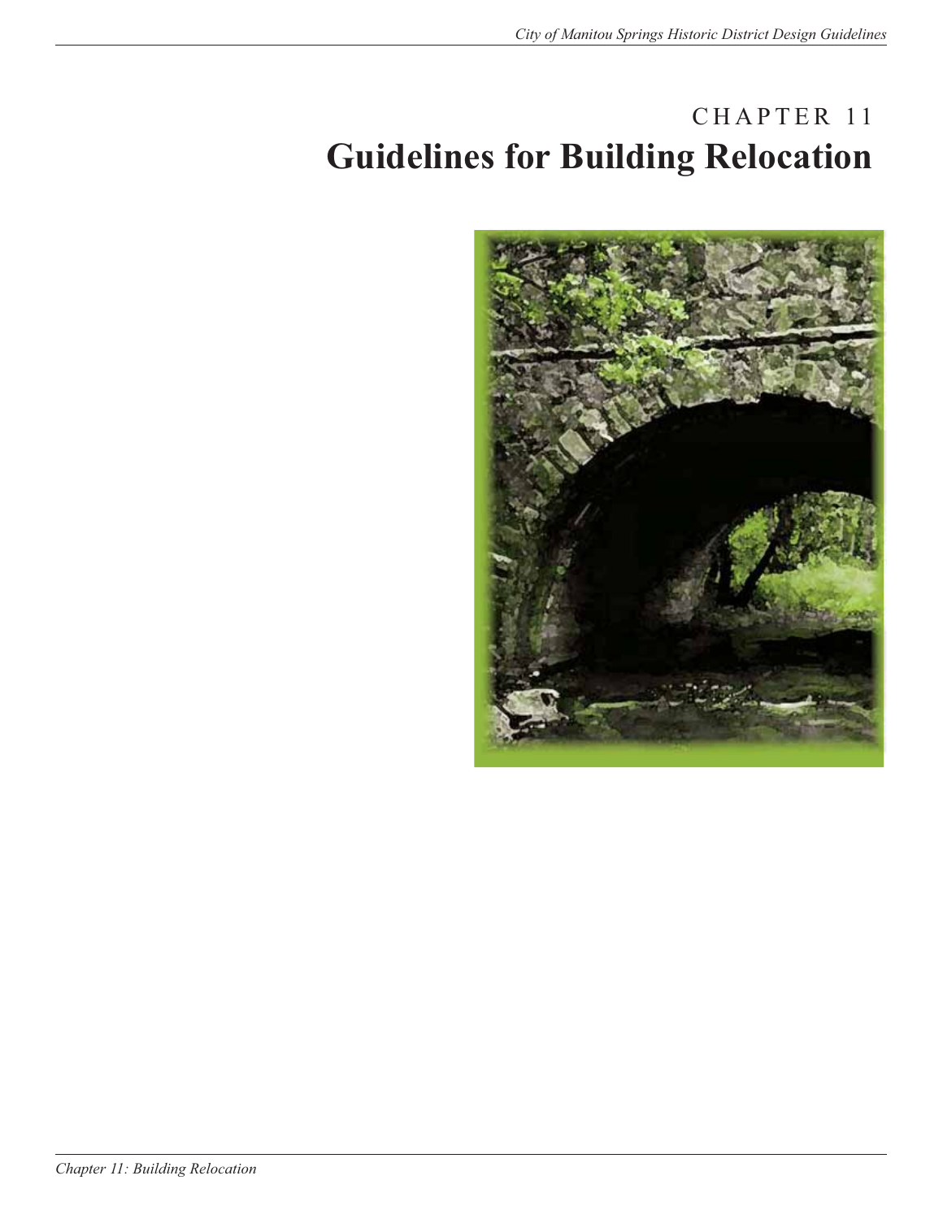# CHAPTER 11
# Guidelines for Building Relocation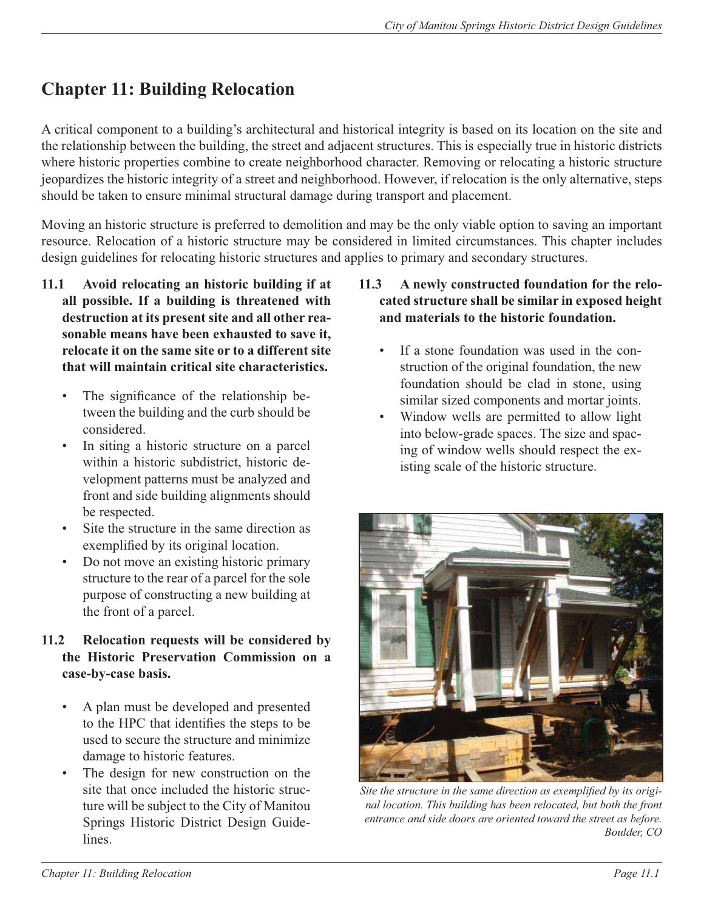# Chapter 11: Building Relocation

A critical component to a building's architectural and historical integrity is based on its location on the site and the relationship between the building, the street and adjacent structures. This is especially true in historic districts where historic properties combine to create neighborhood character. Removing or relocating a historic structure jeopardizes the historic integrity of a street and neighborhood. However, if relocation is the only alternative, steps should be taken to ensure minimal structural damage during transport and placement.

Moving an historic structure is preferred to demolition and may be the only viable option to saving an important resource. Relocation of a historic structure may be considered in limited circumstances. This chapter includes design guidelines for relocating historic structures and applies to primary and secondary structures.

**11.1 Avoid relocating an historic building if at all possible. If a building is threatened with destruction at its present site and all other reasonable means have been exhausted to save it, relocate it on the same site or to a different site that will maintain critical site characteristics.**

- The significance of the relationship between the building and the curb should be considered.
- In siting a historic structure on a parcel within a historic subdistrict, historic development patterns must be analyzed and front and side building alignments should be respected.
- Site the structure in the same direction as exemplified by its original location.
- Do not move an existing historic primary structure to the rear of a parcel for the sole purpose of constructing a new building at the front of a parcel.

**11.2 Relocation requests will be considered by the Historic Preservation Commission on a case-by-case basis.**

- A plan must be developed and presented to the HPC that identifies the steps to be used to secure the structure and minimize damage to historic features.
- The design for new construction on the site that once included the historic structure will be subject to the City of Manitou Springs Historic District Design Guidelines.

**11.3 A newly constructed foundation for the relocated structure shall be similar in exposed height and materials to the historic foundation.**

- If a stone foundation was used in the construction of the original foundation, the new foundation should be clad in stone, using similar sized components and mortar joints.
- Window wells are permitted to allow light into below-grade spaces. The size and spacing of window wells should respect the existing scale of the historic structure.

*Site the structure in the same direction as exemplified by its original location. This building has been relocated, but both the front entrance and side doors are oriented toward the street as before. Boulder, CO*